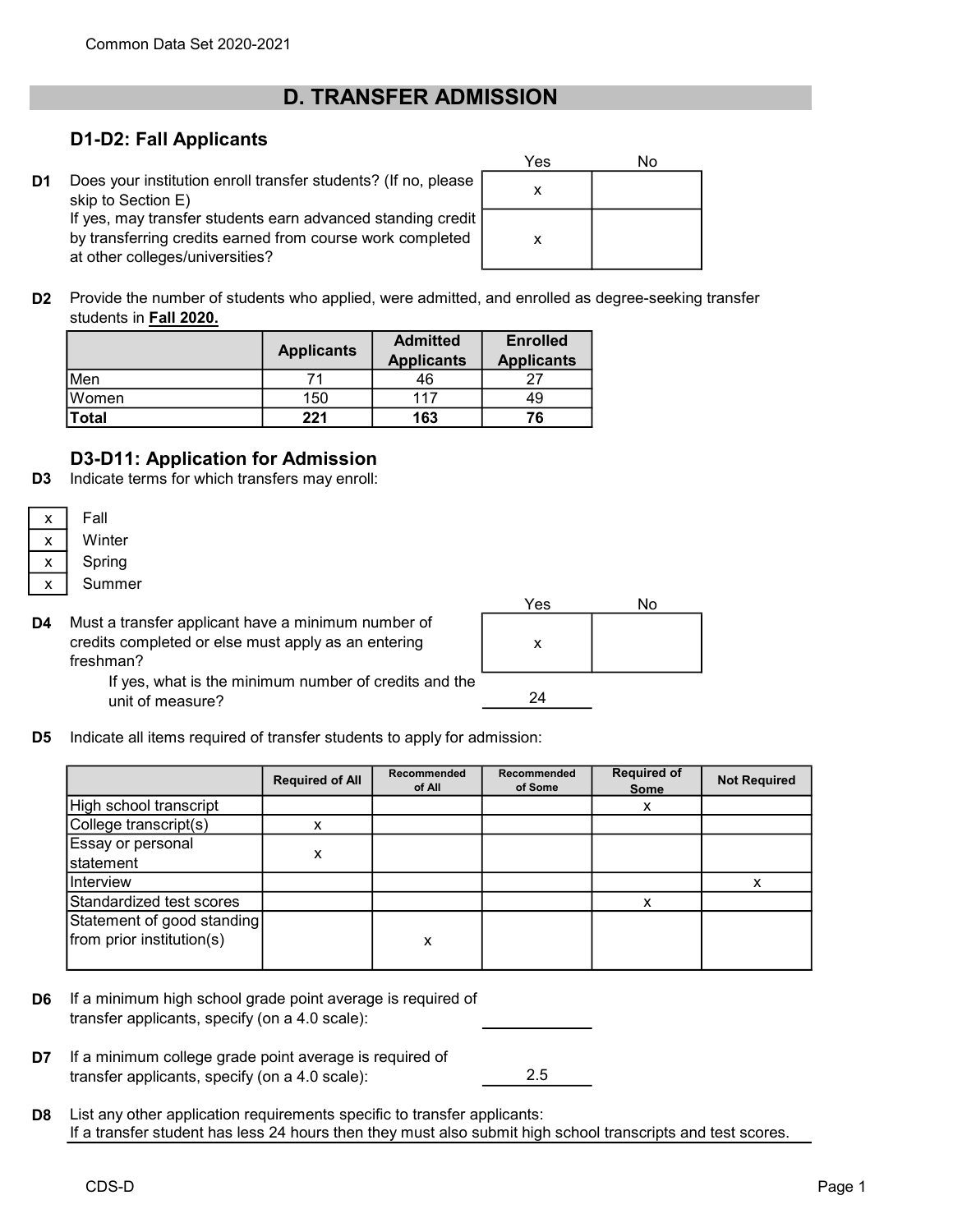# D. TRANSFER ADMISSION

## D1-D2: Fall Applicants

| | | Yes | No |
|---|---|---|---|
| D1 | Does your institution enroll transfer students? (If no, please skip to Section E) | x | |
| | If yes, may transfer students earn advanced standing credit by transferring credits earned from course work completed at other colleges/universities? | x | |

**D2** Provide the number of students who applied, were admitted, and enrolled as degree-seeking transfer students in **Fall 2020.**

| | Applicants | Admitted Applicants | Enrolled Applicants |
|---|---|---|---|
| Men | 71 | 46 | 27 |
| Women | 150 | 117 | 49 |
| **Total** | **221** | **163** | **76** |

## D3-D11: Application for Admission

**D3** Indicate terms for which transfers may enroll:

| | |
|---|---|
| x | Fall |
| x | Winter |
| x | Spring |
| x | Summer |

| | | Yes | No |
|---|---|---|---|
| D4 | Must a transfer applicant have a minimum number of credits completed or else must apply as an entering freshman? | x | |

If yes, what is the minimum number of credits and the unit of measure? 24

**D5** Indicate all items required of transfer students to apply for admission:

| | Required of All | Recommended of All | Recommended of Some | Required of Some | Not Required |
|---|---|---|---|---|---|
| High school transcript | | | | x | |
| College transcript(s) | x | | | | |
| Essay or personal statement | x | | | | |
| Interview | | | | | x |
| Standardized test scores | | | | x | |
| Statement of good standing from prior institution(s) | | x | | | |

**D6** If a minimum high school grade point average is required of transfer applicants, specify (on a 4.0 scale):

**D7** If a minimum college grade point average is required of transfer applicants, specify (on a 4.0 scale): 2.5

**D8** List any other application requirements specific to transfer applicants:
If a transfer student has less 24 hours then they must also submit high school transcripts and test scores.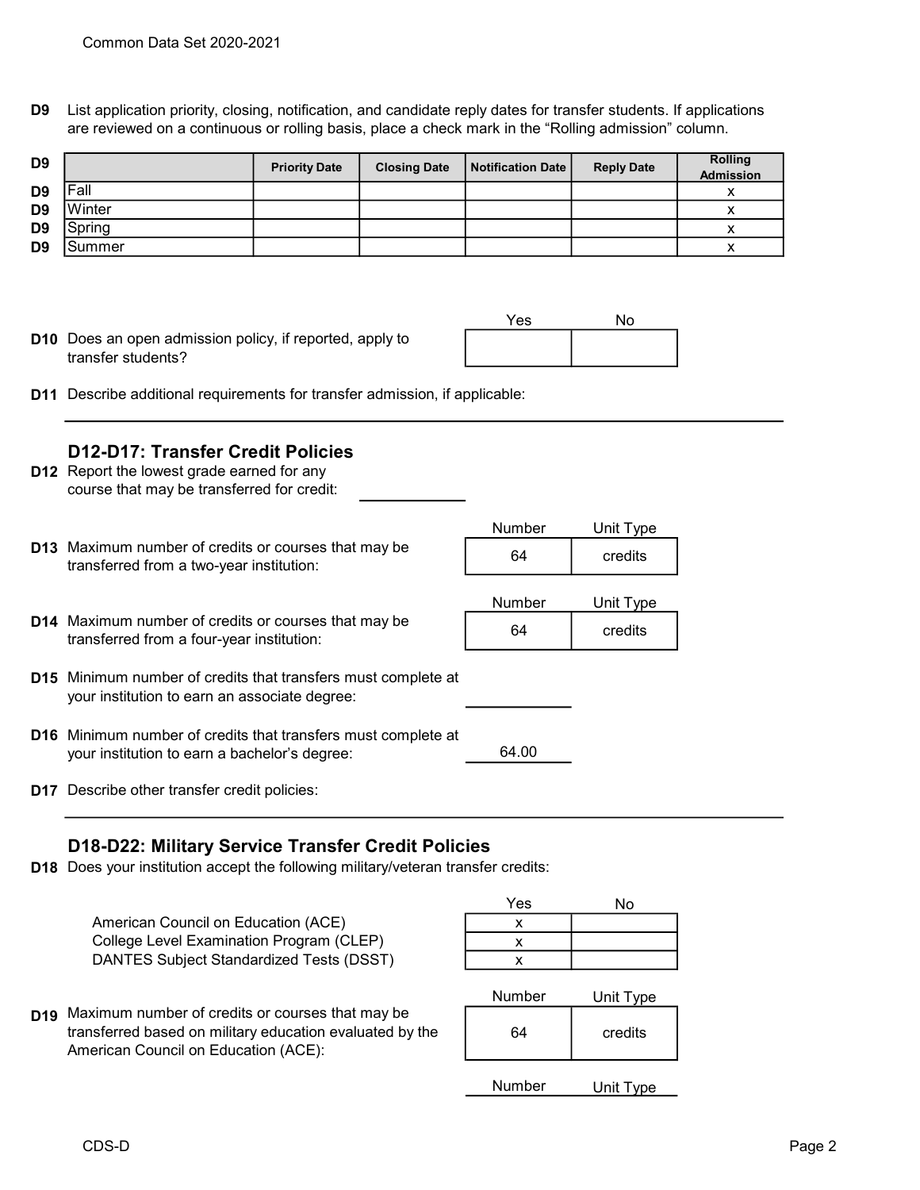**D9** List application priority, closing, notification, and candidate reply dates for transfer students. If applications are reviewed on a continuous or rolling basis, place a check mark in the “Rolling admission” column.

| D9 | | Priority Date | Closing Date | Notification Date | Reply Date | Rolling Admission |
|---|---|---|---|---|---|---|
| D9 | Fall | | | | | x |
| D9 | Winter | | | | | x |
| D9 | Spring | | | | | x |
| D9 | Summer | | | | | x |

| | Yes | No |
|---|---|---|
| **D10** Does an open admission policy, if reported, apply to transfer students? | | |

**D11** Describe additional requirements for transfer admission, if applicable:

## D12-D17: Transfer Credit Policies

**D12** Report the lowest grade earned for any course that may be transferred for credit: ____________

| | Number | Unit Type |
|---|---|---|
| **D13** Maximum number of credits or courses that may be transferred from a two-year institution: | 64 | credits |

| | Number | Unit Type |
|---|---|---|
| **D14** Maximum number of credits or courses that may be transferred from a four-year institution: | 64 | credits |

**D15** Minimum number of credits that transfers must complete at your institution to earn an associate degree: ____________

**D16** Minimum number of credits that transfers must complete at your institution to earn a bachelor’s degree: 64.00

**D17** Describe other transfer credit policies:

## D18-D22: Military Service Transfer Credit Policies

**D18** Does your institution accept the following military/veteran transfer credits:

| | Yes | No |
|---|---|---|
| American Council on Education (ACE) | x | |
| College Level Examination Program (CLEP) | x | |
| DANTES Subject Standardized Tests (DSST) | x | |

| | Number | Unit Type |
|---|---|---|
| **D19** Maximum number of credits or courses that may be transferred based on military education evaluated by the American Council on Education (ACE): | 64 | credits |

| Number | Unit Type |
|---|---|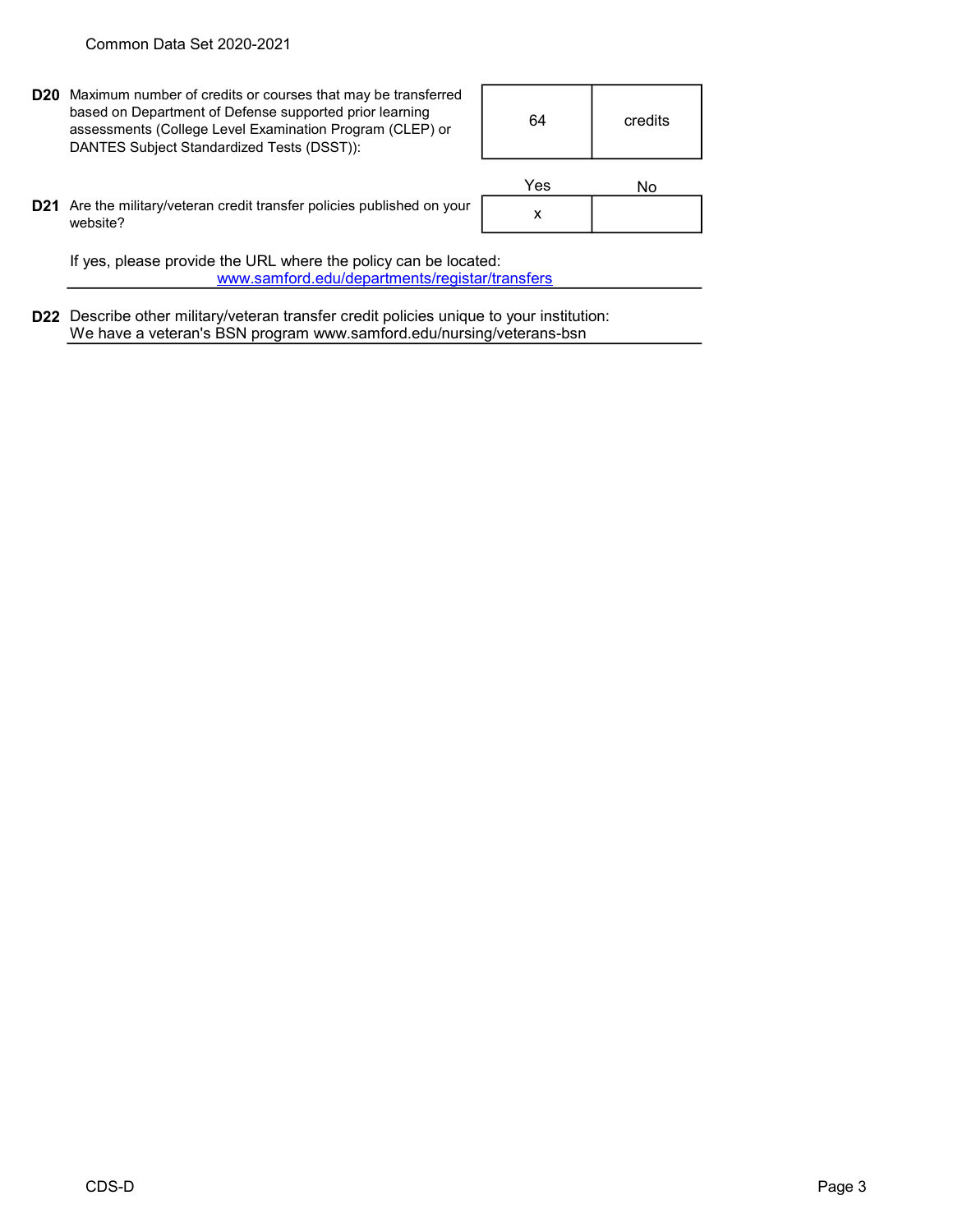**D20** Maximum number of credits or courses that may be transferred based on Department of Defense supported prior learning assessments (College Level Examination Program (CLEP) or DANTES Subject Standardized Tests (DSST)):

| | |
|---|---|
| 64 | credits |

**D21** Are the military/veteran credit transfer policies published on your website?

| Yes | No |
|---|---|
| x | |

If yes, please provide the URL where the policy can be located:
www.samford.edu/departments/registar/transfers

**D22** Describe other military/veteran transfer credit policies unique to your institution:
We have a veteran's BSN program www.samford.edu/nursing/veterans-bsn